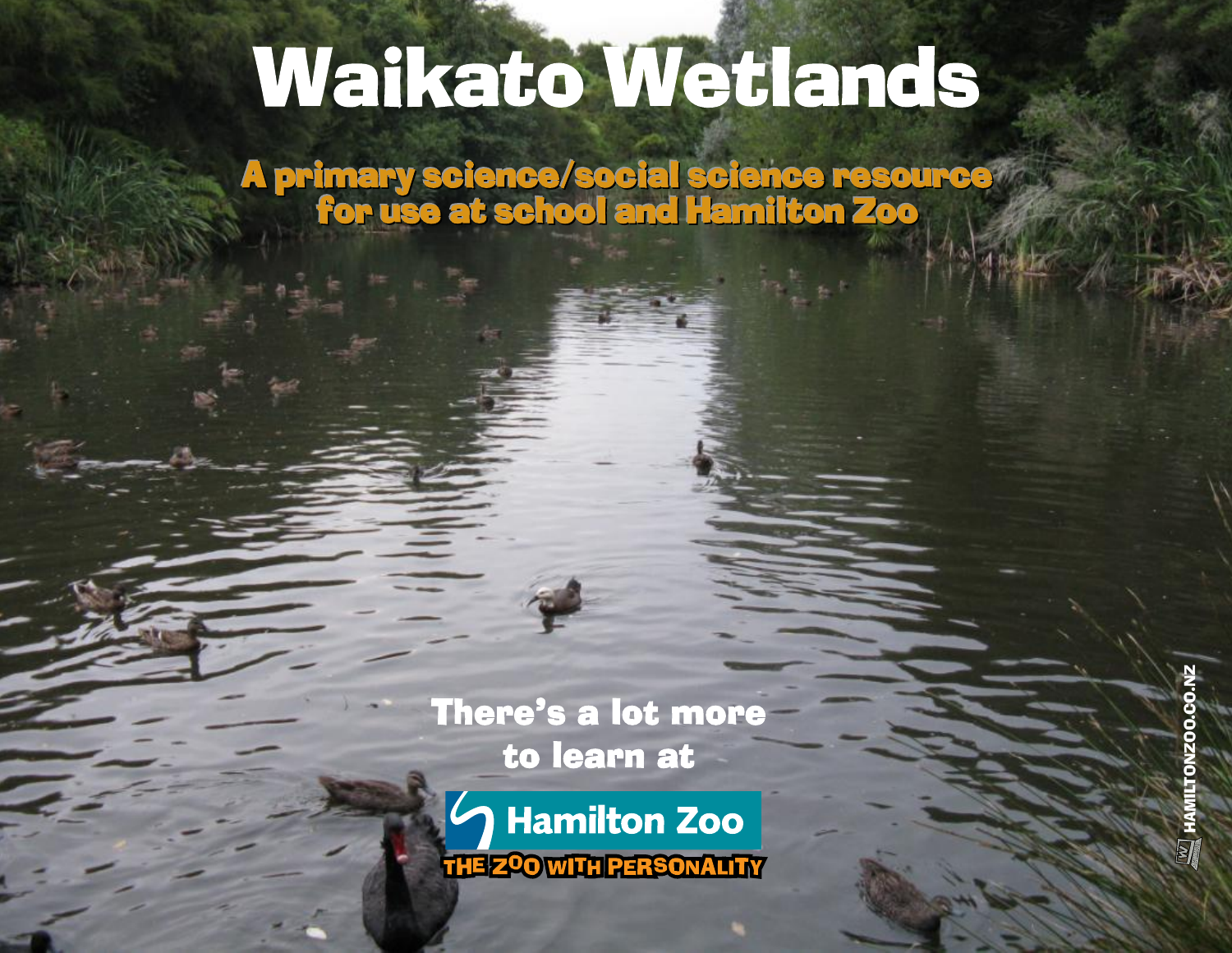# Waikato Wetlands

## A primary science/social science resource for use at school and Hamilton Zoo

There's a lot more to learn at

Hamilton Zoo

THE ZOO WITH PERSONALITY

HAMILTONZOO.CO.NZ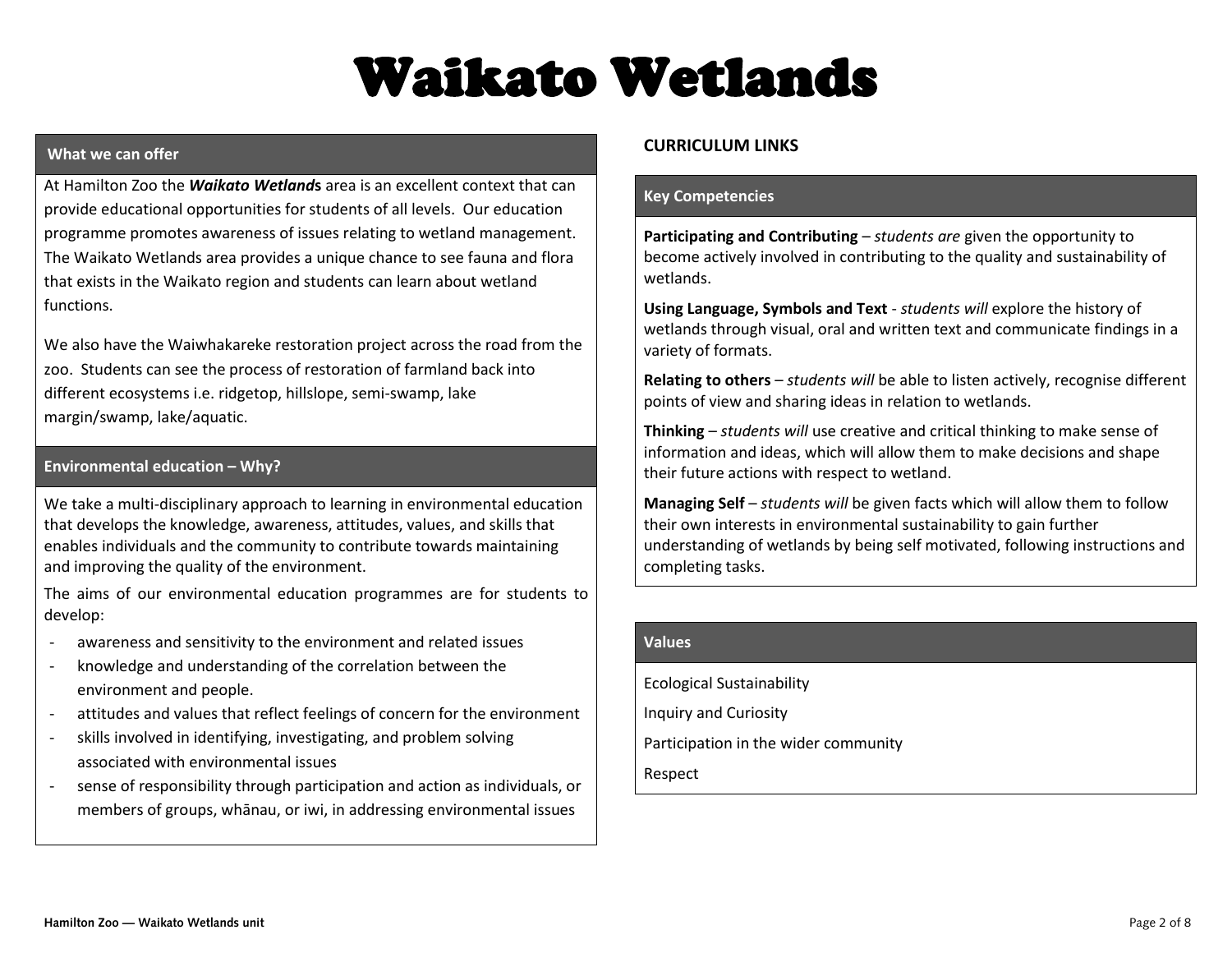# Waikato Wetlands

## What we can offer

At Hamilton Zoo the ***Waikato Wetland*s** area is an excellent context that can provide educational opportunities for students of all levels. Our education programme promotes awareness of issues relating to wetland management. The Waikato Wetlands area provides a unique chance to see fauna and flora that exists in the Waikato region and students can learn about wetland functions.

We also have the Waiwhakareke restoration project across the road from the zoo. Students can see the process of restoration of farmland back into different ecosystems i.e. ridgetop, hillslope, semi-swamp, lake margin/swamp, lake/aquatic.

## Environmental education – Why?

We take a multi-disciplinary approach to learning in environmental education that develops the knowledge, awareness, attitudes, values, and skills that enables individuals and the community to contribute towards maintaining and improving the quality of the environment.

The aims of our environmental education programmes are for students to develop:

- awareness and sensitivity to the environment and related issues
- knowledge and understanding of the correlation between the environment and people.
- attitudes and values that reflect feelings of concern for the environment
- skills involved in identifying, investigating, and problem solving associated with environmental issues
- sense of responsibility through participation and action as individuals, or members of groups, whānau, or iwi, in addressing environmental issues

## CURRICULUM LINKS

### Key Competencies

**Participating and Contributing** – *students are* given the opportunity to become actively involved in contributing to the quality and sustainability of wetlands.

**Using Language, Symbols and Text** - *students will* explore the history of wetlands through visual, oral and written text and communicate findings in a variety of formats.

**Relating to others** – *students will* be able to listen actively, recognise different points of view and sharing ideas in relation to wetlands.

**Thinking** – *students will* use creative and critical thinking to make sense of information and ideas, which will allow them to make decisions and shape their future actions with respect to wetland.

**Managing Self** – *students will* be given facts which will allow them to follow their own interests in environmental sustainability to gain further understanding of wetlands by being self motivated, following instructions and completing tasks.

### Values

Ecological Sustainability

Inquiry and Curiosity

Participation in the wider community

Respect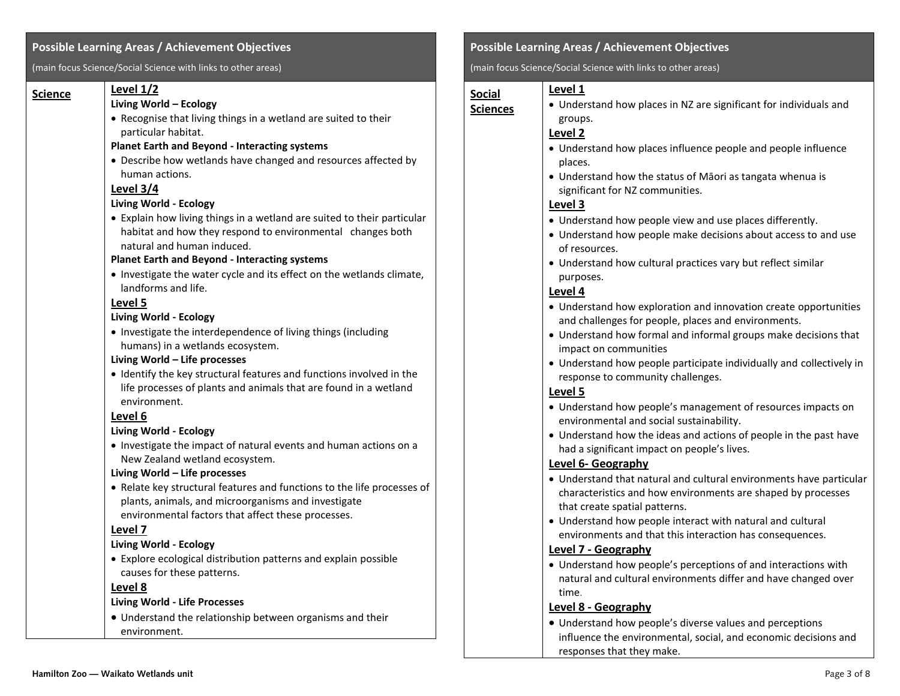## Possible Learning Areas / Achievement Objectives

(main focus Science/Social Science with links to other areas)

### Science

**Level 1/2**

**Living World – Ecology**

- Recognise that living things in a wetland are suited to their particular habitat.

**Planet Earth and Beyond - Interacting systems**

- Describe how wetlands have changed and resources affected by human actions.

**Level 3/4**

**Living World - Ecology**

- Explain how living things in a wetland are suited to their particular habitat and how they respond to environmental changes both natural and human induced.

**Planet Earth and Beyond - Interacting systems**

- Investigate the water cycle and its effect on the wetlands climate, landforms and life.

**Level 5**

**Living World - Ecology**

- Investigate the interdependence of living things (including humans) in a wetlands ecosystem.

**Living World – Life processes**

- Identify the key structural features and functions involved in the life processes of plants and animals that are found in a wetland environment.

**Level 6**

**Living World - Ecology**

- Investigate the impact of natural events and human actions on a New Zealand wetland ecosystem.

**Living World – Life processes**

- Relate key structural features and functions to the life processes of plants, animals, and microorganisms and investigate environmental factors that affect these processes.

**Level 7**

**Living World - Ecology**

- Explore ecological distribution patterns and explain possible causes for these patterns.

**Level 8**

**Living World - Life Processes**

- Understand the relationship between organisms and their environment.

## Possible Learning Areas / Achievement Objectives

(main focus Science/Social Science with links to other areas)

### Social Sciences

**Level 1**

- Understand how places in NZ are significant for individuals and groups.

**Level 2**

- Understand how places influence people and people influence places.
- Understand how the status of Māori as tangata whenua is significant for NZ communities.

**Level 3**

- Understand how people view and use places differently.
- Understand how people make decisions about access to and use of resources.
- Understand how cultural practices vary but reflect similar purposes.

**Level 4**

- Understand how exploration and innovation create opportunities and challenges for people, places and environments.
- Understand how formal and informal groups make decisions that impact on communities
- Understand how people participate individually and collectively in response to community challenges.

**Level 5**

- Understand how people's management of resources impacts on environmental and social sustainability.
- Understand how the ideas and actions of people in the past have had a significant impact on people's lives.

**Level 6- Geography**

- Understand that natural and cultural environments have particular characteristics and how environments are shaped by processes that create spatial patterns.
- Understand how people interact with natural and cultural environments and that this interaction has consequences.

**Level 7 - Geography**

- Understand how people's perceptions of and interactions with natural and cultural environments differ and have changed over time.

**Level 8 - Geography**

- Understand how people's diverse values and perceptions influence the environmental, social, and economic decisions and responses that they make.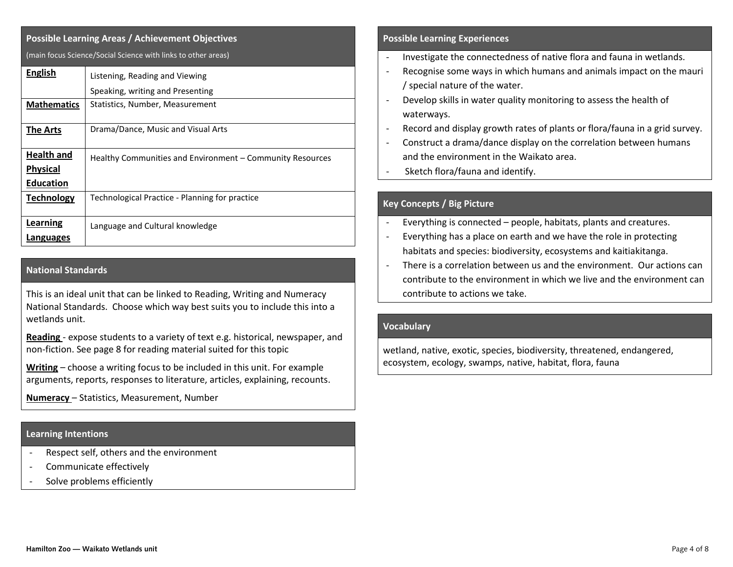## Possible Learning Areas / Achievement Objectives

(main focus Science/Social Science with links to other areas)

| Learning Area | Achievement Objectives |
| --- | --- |
| **English** | Listening, Reading and Viewing<br>Speaking, writing and Presenting |
| **Mathematics** | Statistics, Number, Measurement |
| **The Arts** | Drama/Dance, Music and Visual Arts |
| **Health and Physical Education** | Healthy Communities and Environment – Community Resources |
| **Technology** | Technological Practice - Planning for practice |
| **Learning Languages** | Language and Cultural knowledge |

## National Standards

This is an ideal unit that can be linked to Reading, Writing and Numeracy National Standards. Choose which way best suits you to include this into a wetlands unit.

**Reading** - expose students to a variety of text e.g. historical, newspaper, and non-fiction. See page 8 for reading material suited for this topic

**Writing** – choose a writing focus to be included in this unit. For example arguments, reports, responses to literature, articles, explaining, recounts.

**Numeracy** – Statistics, Measurement, Number

## Learning Intentions

- Respect self, others and the environment
- Communicate effectively
- Solve problems efficiently

## Possible Learning Experiences

- Investigate the connectedness of native flora and fauna in wetlands.
- Recognise some ways in which humans and animals impact on the mauri / special nature of the water.
- Develop skills in water quality monitoring to assess the health of waterways.
- Record and display growth rates of plants or flora/fauna in a grid survey.
- Construct a drama/dance display on the correlation between humans and the environment in the Waikato area.
- Sketch flora/fauna and identify.

## Key Concepts / Big Picture

- Everything is connected – people, habitats, plants and creatures.
- Everything has a place on earth and we have the role in protecting habitats and species: biodiversity, ecosystems and kaitiakitanga.
- There is a correlation between us and the environment. Our actions can contribute to the environment in which we live and the environment can contribute to actions we take.

## Vocabulary

wetland, native, exotic, species, biodiversity, threatened, endangered, ecosystem, ecology, swamps, native, habitat, flora, fauna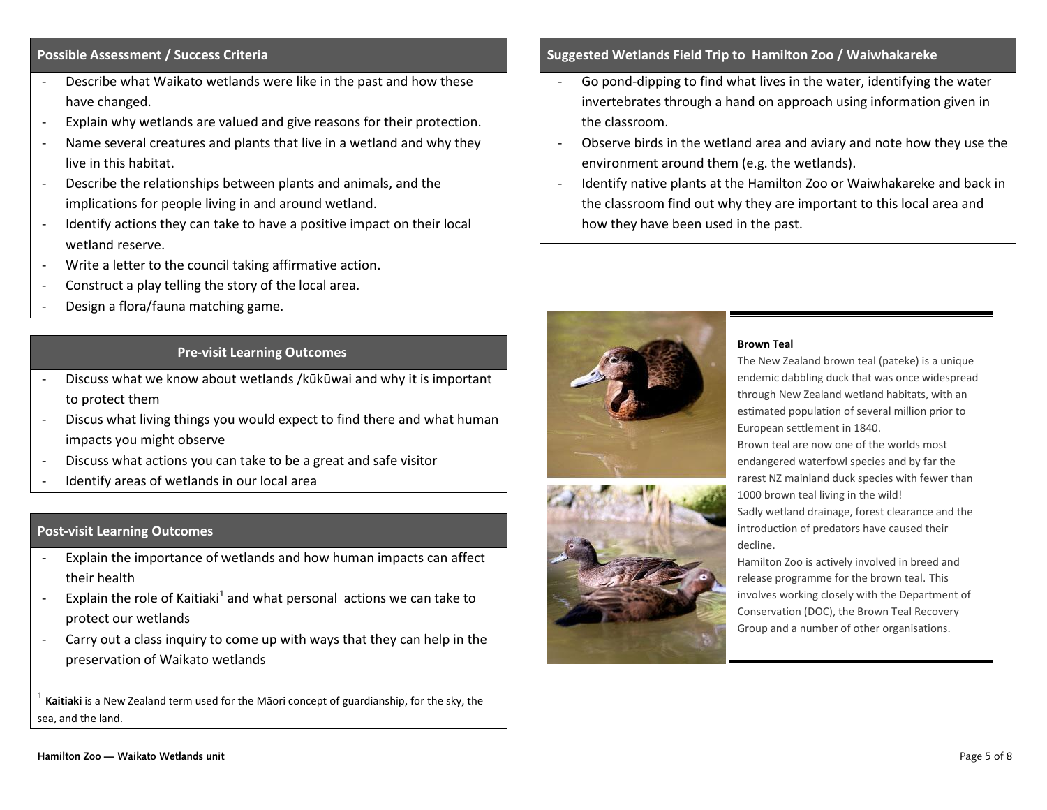## Possible Assessment / Success Criteria

- Describe what Waikato wetlands were like in the past and how these have changed.
- Explain why wetlands are valued and give reasons for their protection.
- Name several creatures and plants that live in a wetland and why they live in this habitat.
- Describe the relationships between plants and animals, and the implications for people living in and around wetland.
- Identify actions they can take to have a positive impact on their local wetland reserve.
- Write a letter to the council taking affirmative action.
- Construct a play telling the story of the local area.
- Design a flora/fauna matching game.

## Pre-visit Learning Outcomes

- Discuss what we know about wetlands /kūkūwai and why it is important to protect them
- Discus what living things you would expect to find there and what human impacts you might observe
- Discuss what actions you can take to be a great and safe visitor
- Identify areas of wetlands in our local area

## Post-visit Learning Outcomes

- Explain the importance of wetlands and how human impacts can affect their health
- Explain the role of Kaitiaki[1] and what personal actions we can take to protect our wetlands
- Carry out a class inquiry to come up with ways that they can help in the preservation of Waikato wetlands

[1] **Kaitiaki** is a New Zealand term used for the Māori concept of guardianship, for the sky, the sea, and the land.

## Suggested Wetlands Field Trip to Hamilton Zoo / Waiwhakareke

- Go pond-dipping to find what lives in the water, identifying the water invertebrates through a hand on approach using information given in the classroom.
- Observe birds in the wetland area and aviary and note how they use the environment around them (e.g. the wetlands).
- Identify native plants at the Hamilton Zoo or Waiwhakareke and back in the classroom find out why they are important to this local area and how they have been used in the past.

**Brown Teal**

The New Zealand brown teal (pateke) is a unique endemic dabbling duck that was once widespread through New Zealand wetland habitats, with an estimated population of several million prior to European settlement in 1840.

Brown teal are now one of the worlds most endangered waterfowl species and by far the rarest NZ mainland duck species with fewer than 1000 brown teal living in the wild!

Sadly wetland drainage, forest clearance and the introduction of predators have caused their decline.

Hamilton Zoo is actively involved in breed and release programme for the brown teal. This involves working closely with the Department of Conservation (DOC), the Brown Teal Recovery Group and a number of other organisations.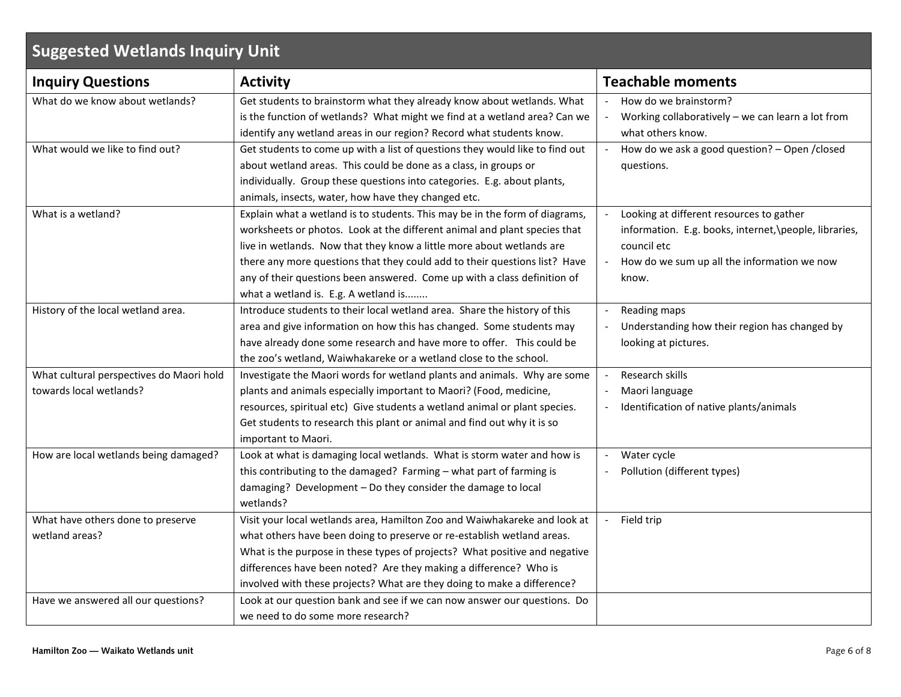## Suggested Wetlands Inquiry Unit

| Inquiry Questions | Activity | Teachable moments |
|---|---|---|
| What do we know about wetlands? | Get students to brainstorm what they already know about wetlands. What is the function of wetlands? What might we find at a wetland area? Can we identify any wetland areas in our region? Record what students know. | - How do we brainstorm?<br>- Working collaboratively – we can learn a lot from what others know. |
| What would we like to find out? | Get students to come up with a list of questions they would like to find out about wetland areas. This could be done as a class, in groups or individually. Group these questions into categories. E.g. about plants, animals, insects, water, how have they changed etc. | - How do we ask a good question? – Open /closed questions. |
| What is a wetland? | Explain what a wetland is to students. This may be in the form of diagrams, worksheets or photos. Look at the different animal and plant species that live in wetlands. Now that they know a little more about wetlands are there any more questions that they could add to their questions list? Have any of their questions been answered. Come up with a class definition of what a wetland is. E.g. A wetland is........ | - Looking at different resources to gather information. E.g. books, internet,\people, libraries, council etc<br>- How do we sum up all the information we now know. |
| History of the local wetland area. | Introduce students to their local wetland area. Share the history of this area and give information on how this has changed. Some students may have already done some research and have more to offer. This could be the zoo's wetland, Waiwhakareke or a wetland close to the school. | - Reading maps<br>- Understanding how their region has changed by looking at pictures. |
| What cultural perspectives do Maori hold towards local wetlands? | Investigate the Maori words for wetland plants and animals. Why are some plants and animals especially important to Maori? (Food, medicine, resources, spiritual etc) Give students a wetland animal or plant species. Get students to research this plant or animal and find out why it is so important to Maori. | - Research skills<br>- Maori language<br>- Identification of native plants/animals |
| How are local wetlands being damaged? | Look at what is damaging local wetlands. What is storm water and how is this contributing to the damaged? Farming – what part of farming is damaging? Development – Do they consider the damage to local wetlands? | - Water cycle<br>- Pollution (different types) |
| What have others done to preserve wetland areas? | Visit your local wetlands area, Hamilton Zoo and Waiwhakareke and look at what others have been doing to preserve or re-establish wetland areas. What is the purpose in these types of projects? What positive and negative differences have been noted? Are they making a difference? Who is involved with these projects? What are they doing to make a difference? | - Field trip |
| Have we answered all our questions? | Look at our question bank and see if we can now answer our questions. Do we need to do some more research? | |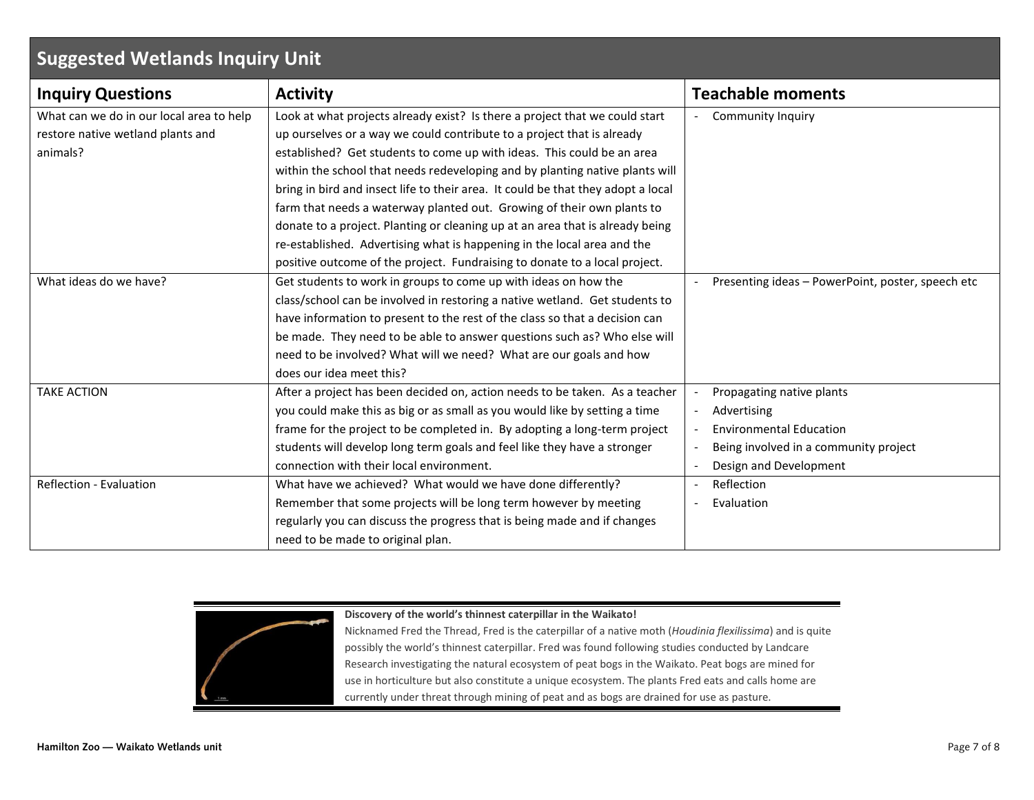## Suggested Wetlands Inquiry Unit

| Inquiry Questions | Activity | Teachable moments |
| --- | --- | --- |
| What can we do in our local area to help restore native wetland plants and animals? | Look at what projects already exist? Is there a project that we could start up ourselves or a way we could contribute to a project that is already established? Get students to come up with ideas. This could be an area within the school that needs redeveloping and by planting native plants will bring in bird and insect life to their area. It could be that they adopt a local farm that needs a waterway planted out. Growing of their own plants to donate to a project. Planting or cleaning up at an area that is already being re-established. Advertising what is happening in the local area and the positive outcome of the project. Fundraising to donate to a local project. | - Community Inquiry |
| What ideas do we have? | Get students to work in groups to come up with ideas on how the class/school can be involved in restoring a native wetland. Get students to have information to present to the rest of the class so that a decision can be made. They need to be able to answer questions such as? Who else will need to be involved? What will we need? What are our goals and how does our idea meet this? | - Presenting ideas – PowerPoint, poster, speech etc |
| TAKE ACTION | After a project has been decided on, action needs to be taken. As a teacher you could make this as big or as small as you would like by setting a time frame for the project to be completed in. By adopting a long-term project students will develop long term goals and feel like they have a stronger connection with their local environment. | - Propagating native plants<br>- Advertising<br>- Environmental Education<br>- Being involved in a community project<br>- Design and Development |
| Reflection - Evaluation | What have we achieved? What would we have done differently? Remember that some projects will be long term however by meeting regularly you can discuss the progress that is being made and if changes need to be made to original plan. | - Reflection<br>- Evaluation |

**Discovery of the world's thinnest caterpillar in the Waikato!**

Nicknamed Fred the Thread, Fred is the caterpillar of a native moth (*Houdinia flexilissima*) and is quite possibly the world's thinnest caterpillar. Fred was found following studies conducted by Landcare Research investigating the natural ecosystem of peat bogs in the Waikato. Peat bogs are mined for use in horticulture but also constitute a unique ecosystem. The plants Fred eats and calls home are currently under threat through mining of peat and as bogs are drained for use as pasture.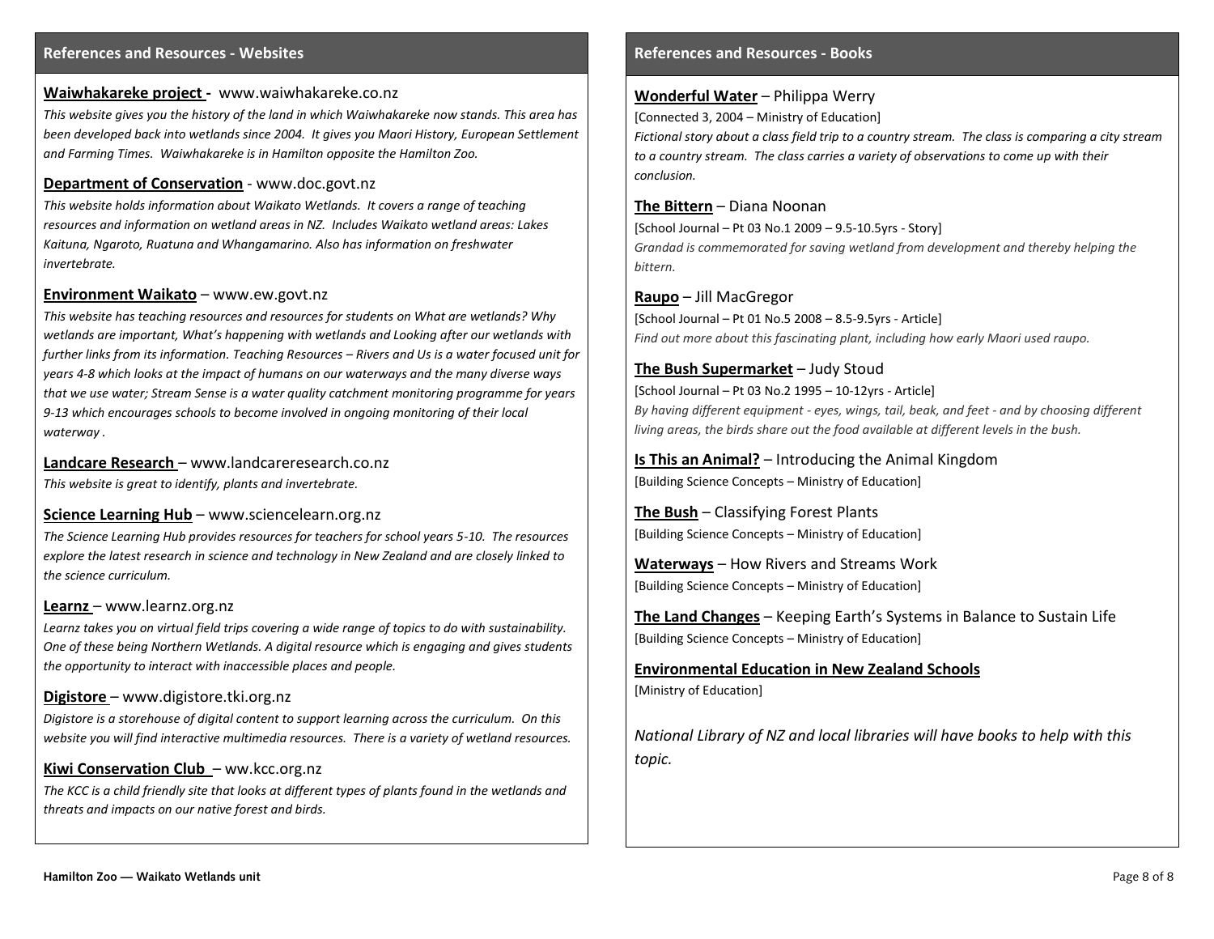## References and Resources - Websites

**Waiwhakareke project -** www.waiwhakareke.co.nz

*This website gives you the history of the land in which Waiwhakareke now stands. This area has been developed back into wetlands since 2004. It gives you Maori History, European Settlement and Farming Times. Waiwhakareke is in Hamilton opposite the Hamilton Zoo.*

**Department of Conservation** - www.doc.govt.nz

*This website holds information about Waikato Wetlands. It covers a range of teaching resources and information on wetland areas in NZ. Includes Waikato wetland areas: Lakes Kaituna, Ngaroto, Ruatuna and Whangamarino. Also has information on freshwater invertebrate.*

**Environment Waikato** – www.ew.govt.nz

*This website has teaching resources and resources for students on What are wetlands? Why wetlands are important, What's happening with wetlands and Looking after our wetlands with further links from its information. Teaching Resources – Rivers and Us is a water focused unit for years 4-8 which looks at the impact of humans on our waterways and the many diverse ways that we use water; Stream Sense is a water quality catchment monitoring programme for years 9-13 which encourages schools to become involved in ongoing monitoring of their local waterway .*

**Landcare Research** – www.landcareresearch.co.nz

*This website is great to identify, plants and invertebrate.*

**Science Learning Hub** – www.sciencelearn.org.nz

*The Science Learning Hub provides resources for teachers for school years 5-10. The resources explore the latest research in science and technology in New Zealand and are closely linked to the science curriculum.*

**Learnz** – www.learnz.org.nz

*Learnz takes you on virtual field trips covering a wide range of topics to do with sustainability. One of these being Northern Wetlands. A digital resource which is engaging and gives students the opportunity to interact with inaccessible places and people.*

**Digistore** – www.digistore.tki.org.nz

*Digistore is a storehouse of digital content to support learning across the curriculum. On this website you will find interactive multimedia resources. There is a variety of wetland resources.*

**Kiwi Conservation Club** – ww.kcc.org.nz

*The KCC is a child friendly site that looks at different types of plants found in the wetlands and threats and impacts on our native forest and birds.*

## References and Resources - Books

**Wonderful Water** – Philippa Werry

[Connected 3, 2004 – Ministry of Education]

*Fictional story about a class field trip to a country stream. The class is comparing a city stream to a country stream. The class carries a variety of observations to come up with their conclusion.*

**The Bittern** – Diana Noonan

[School Journal – Pt 03 No.1 2009 – 9.5-10.5yrs - Story]

*Grandad is commemorated for saving wetland from development and thereby helping the bittern.*

**Raupo** – Jill MacGregor

[School Journal – Pt 01 No.5 2008 – 8.5-9.5yrs - Article]

*Find out more about this fascinating plant, including how early Maori used raupo.*

**The Bush Supermarket** – Judy Stoud

[School Journal – Pt 03 No.2 1995 – 10-12yrs - Article]

*By having different equipment - eyes, wings, tail, beak, and feet - and by choosing different living areas, the birds share out the food available at different levels in the bush.*

**Is This an Animal?** – Introducing the Animal Kingdom

[Building Science Concepts – Ministry of Education]

**The Bush** – Classifying Forest Plants

[Building Science Concepts – Ministry of Education]

**Waterways** – How Rivers and Streams Work

[Building Science Concepts – Ministry of Education]

**The Land Changes** – Keeping Earth's Systems in Balance to Sustain Life

[Building Science Concepts – Ministry of Education]

**Environmental Education in New Zealand Schools**

[Ministry of Education]

*National Library of NZ and local libraries will have books to help with this topic.*